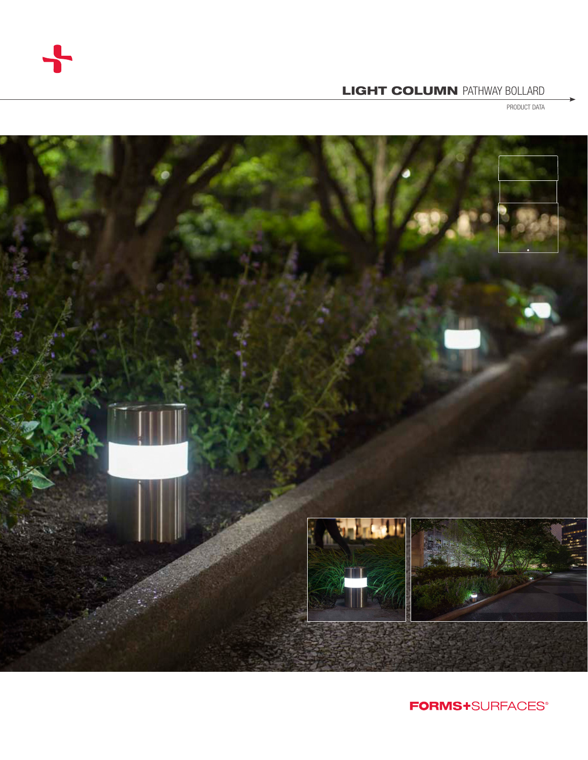# LIGHT COLUMN PATHWAY BOLLARD

PRODUCT DATA

FORMS+SURFACES®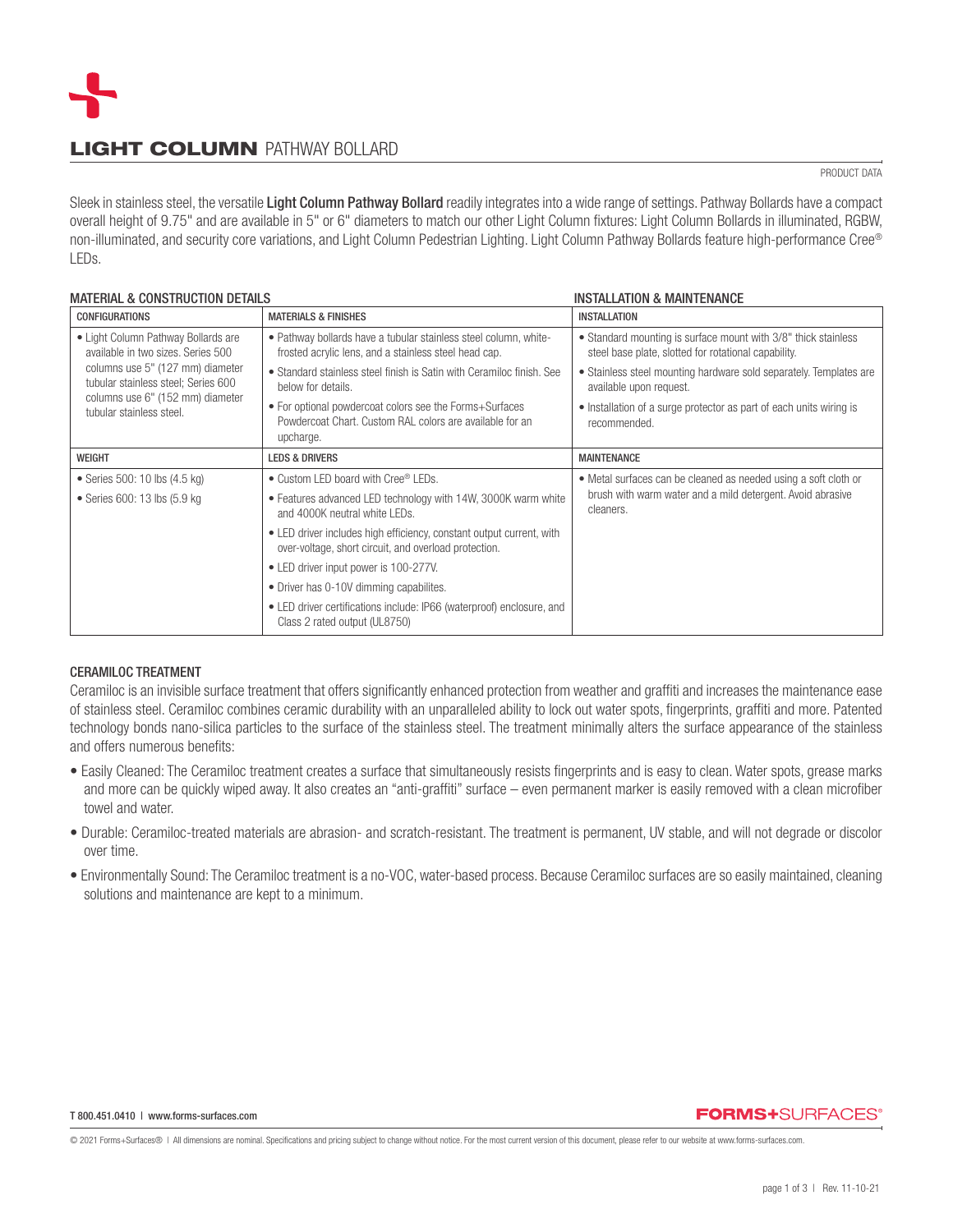# LIGHT COLUMN PATHWAY BOLLARD

PRODUCT DATA

Sleek in stainless steel, the versatile **Light Column Pathway Bollard** readily integrates into a wide range of settings. Pathway Bollards have a compact overall height of 9.75" and are available in 5" or 6" diameters to match our other Light Column fixtures: Light Column Bollards in illuminated, RGBW, non-illuminated, and security core variations, and Light Column Pedestrian Lighting. Light Column Pathway Bollards feature high-performance Cree® LEDs.

## MATERIAL & CONSTRUCTION DETAILS

| CONFIGURATIONS | MATERIALS & FINISHES |
|---|---|
| • Light Column Pathway Bollards are available in two sizes. Series 500 columns use 5" (127 mm) diameter tubular stainless steel; Series 600 columns use 6" (152 mm) diameter tubular stainless steel. | • Pathway bollards have a tubular stainless steel column, white-frosted acrylic lens, and a stainless steel head cap.<br>• Standard stainless steel finish is Satin with Ceramiloc finish. See below for details.<br>• For optional powdercoat colors see the Forms+Surfaces Powdercoat Chart. Custom RAL colors are available for an upcharge. |
| **WEIGHT** | **LEDS & DRIVERS** |
| • Series 500: 10 lbs (4.5 kg)<br>• Series 600: 13 lbs (5.9 kg | • Custom LED board with Cree® LEDs.<br>• Features advanced LED technology with 14W, 3000K warm white and 4000K neutral white LEDs.<br>• LED driver includes high efficiency, constant output current, with over-voltage, short circuit, and overload protection.<br>• LED driver input power is 100-277V.<br>• Driver has 0-10V dimming capabilites.<br>• LED driver certifications include: IP66 (waterproof) enclosure, and Class 2 rated output (UL8750) |

## INSTALLATION & MAINTENANCE

| INSTALLATION |
|---|
| • Standard mounting is surface mount with 3/8" thick stainless steel base plate, slotted for rotational capability.<br>• Stainless steel mounting hardware sold separately. Templates are available upon request.<br>• Installation of a surge protector as part of each units wiring is recommended. |
| **MAINTENANCE** |
| • Metal surfaces can be cleaned as needed using a soft cloth or brush with warm water and a mild detergent. Avoid abrasive cleaners. |

## CERAMILOC TREATMENT

Ceramiloc is an invisible surface treatment that offers significantly enhanced protection from weather and graffiti and increases the maintenance ease of stainless steel. Ceramiloc combines ceramic durability with an unparalleled ability to lock out water spots, fingerprints, graffiti and more. Patented technology bonds nano-silica particles to the surface of the stainless steel. The treatment minimally alters the surface appearance of the stainless and offers numerous benefits:

- Easily Cleaned: The Ceramiloc treatment creates a surface that simultaneously resists fingerprints and is easy to clean. Water spots, grease marks and more can be quickly wiped away. It also creates an "anti-graffiti" surface – even permanent marker is easily removed with a clean microfiber towel and water.
- Durable: Ceramiloc-treated materials are abrasion- and scratch-resistant. The treatment is permanent, UV stable, and will not degrade or discolor over time.
- Environmentally Sound: The Ceramiloc treatment is a no-VOC, water-based process. Because Ceramiloc surfaces are so easily maintained, cleaning solutions and maintenance are kept to a minimum.

T 800.451.0410 | www.forms-surfaces.com

© 2021 Forms+Surfaces® | All dimensions are nominal. Specifications and pricing subject to change without notice. For the most current version of this document, please refer to our website at www.forms-surfaces.com.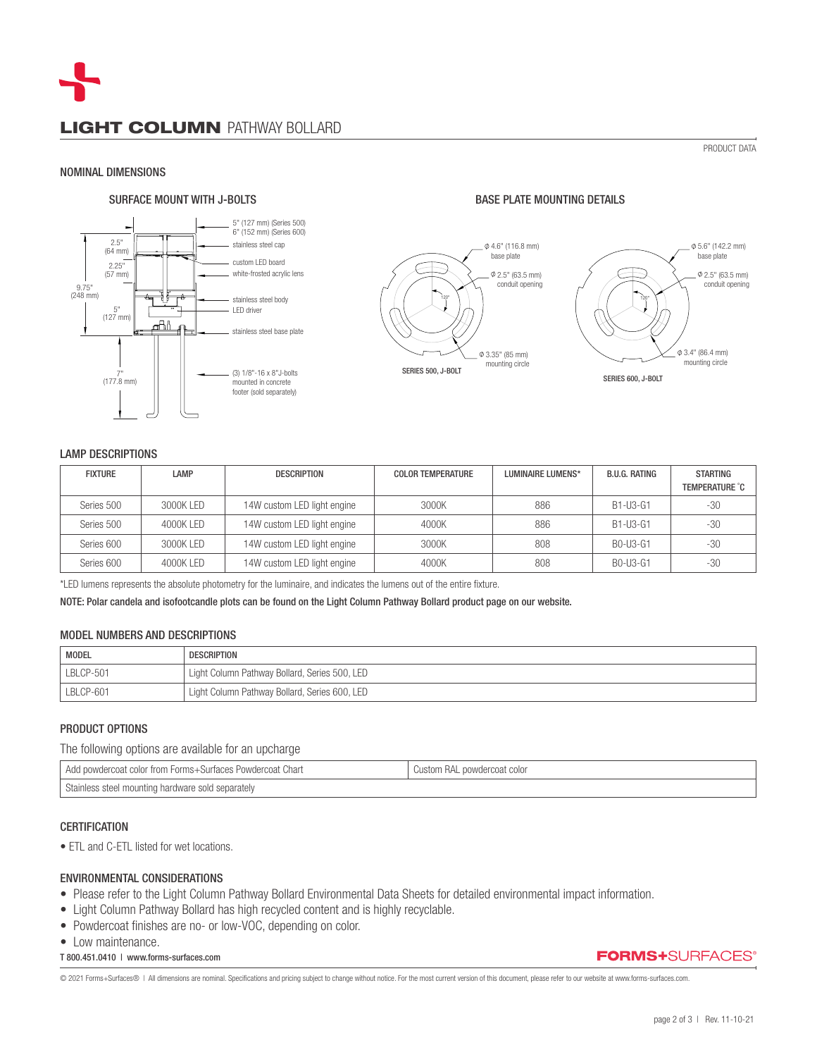# LIGHT COLUMN PATHWAY BOLLARD

PRODUCT DATA

## NOMINAL DIMENSIONS

### SURFACE MOUNT WITH J-BOLTS

5" (127 mm) (Series 500)
6" (152 mm) (Series 600)

stainless steel cap

custom LED board

white-frosted acrylic lens

stainless steel body

LED driver

stainless steel base plate

(3) 1/8"-16 x 8"J-bolts mounted in concrete footer (sold separately)

2.5" (64 mm)

2.25" (57 mm)

9.75" (248 mm)

5" (127 mm)

7" (177.8 mm)

### BASE PLATE MOUNTING DETAILS

Φ 4.6" (116.8 mm) base plate

Φ 2.5" (63.5 mm) conduit opening

Φ 3.35" (85 mm) mounting circle

120°

SERIES 500, J-BOLT

Φ 5.6" (142.2 mm) base plate

Φ 2.5" (63.5 mm) conduit opening

Φ 3.4" (86.4 mm) mounting circle

120°

SERIES 600, J-BOLT

## LAMP DESCRIPTIONS

| FIXTURE | LAMP | DESCRIPTION | COLOR TEMPERATURE | LUMINAIRE LUMENS* | B.U.G. RATING | STARTING TEMPERATURE °C |
|---|---|---|---|---|---|---|
| Series 500 | 3000K LED | 14W custom LED light engine | 3000K | 886 | B1-U3-G1 | -30 |
| Series 500 | 4000K LED | 14W custom LED light engine | 4000K | 886 | B1-U3-G1 | -30 |
| Series 600 | 3000K LED | 14W custom LED light engine | 3000K | 808 | B0-U3-G1 | -30 |
| Series 600 | 4000K LED | 14W custom LED light engine | 4000K | 808 | B0-U3-G1 | -30 |

*LED lumens represents the absolute photometry for the luminaire, and indicates the lumens out of the entire fixture.

NOTE: Polar candela and isofootcandle plots can be found on the Light Column Pathway Bollard product page on our website.

## MODEL NUMBERS AND DESCRIPTIONS

| MODEL | DESCRIPTION |
|---|---|
| LBLCP-501 | Light Column Pathway Bollard, Series 500, LED |
| LBLCP-601 | Light Column Pathway Bollard, Series 600, LED |

## PRODUCT OPTIONS

The following options are available for an upcharge

| Add powdercoat color from Forms+Surfaces Powdercoat Chart | Custom RAL powdercoat color |
|---|---|
| Stainless steel mounting hardware sold separately | |

## CERTIFICATION

- ETL and C-ETL listed for wet locations.

## ENVIRONMENTAL CONSIDERATIONS

- Please refer to the Light Column Pathway Bollard Environmental Data Sheets for detailed environmental impact information.
- Light Column Pathway Bollard has high recycled content and is highly recyclable.
- Powdercoat finishes are no- or low-VOC, depending on color.
- Low maintenance.

T 800.451.0410 | www.forms-surfaces.com

FORMS+SURFACES®

© 2021 Forms+Surfaces® | All dimensions are nominal. Specifications and pricing subject to change without notice. For the most current version of this document, please refer to our website at www.forms-surfaces.com.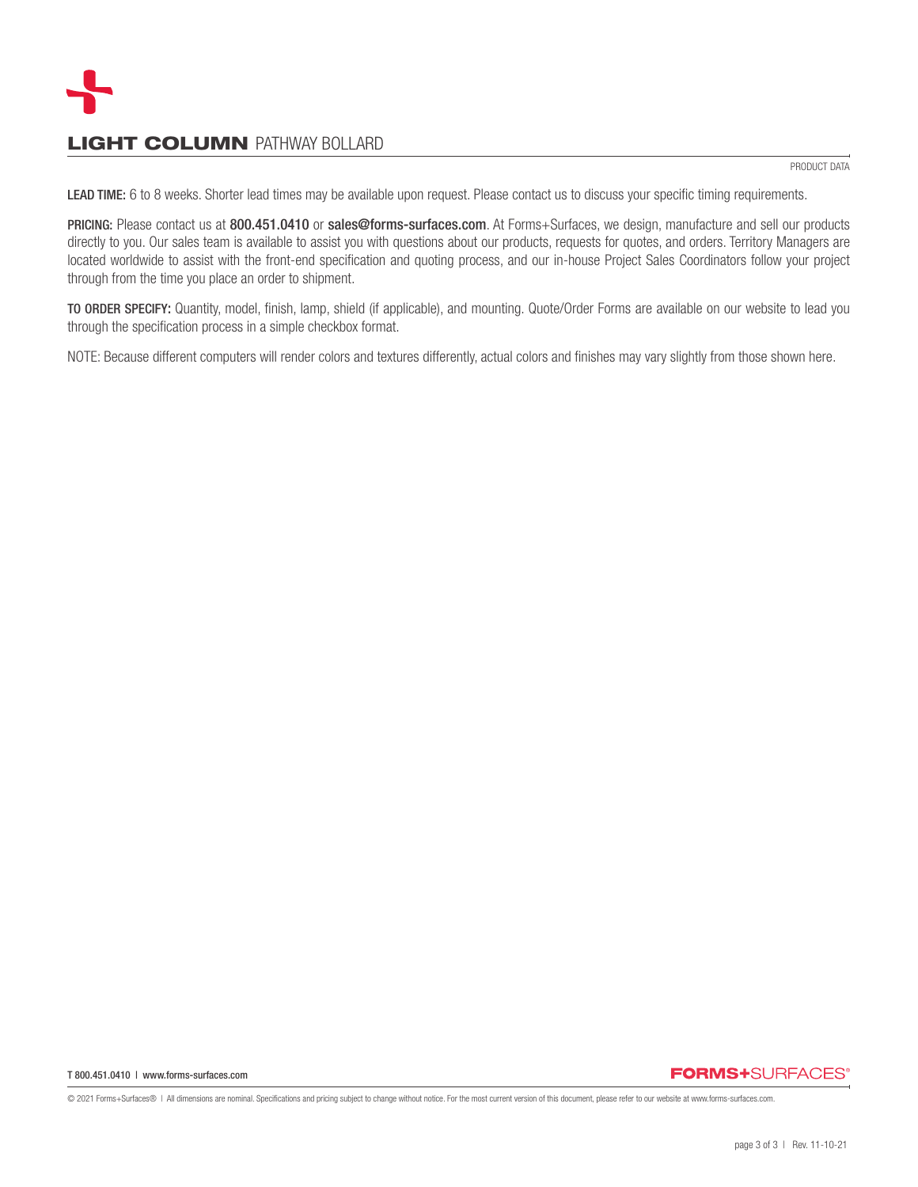# LIGHT COLUMN PATHWAY BOLLARD

PRODUCT DATA

**LEAD TIME:** 6 to 8 weeks. Shorter lead times may be available upon request. Please contact us to discuss your specific timing requirements.

**PRICING:** Please contact us at **800.451.0410** or **sales@forms-surfaces.com**. At Forms+Surfaces, we design, manufacture and sell our products directly to you. Our sales team is available to assist you with questions about our products, requests for quotes, and orders. Territory Managers are located worldwide to assist with the front-end specification and quoting process, and our in-house Project Sales Coordinators follow your project through from the time you place an order to shipment.

**TO ORDER SPECIFY:** Quantity, model, finish, lamp, shield (if applicable), and mounting. Quote/Order Forms are available on our website to lead you through the specification process in a simple checkbox format.

NOTE: Because different computers will render colors and textures differently, actual colors and finishes may vary slightly from those shown here.

© 2021 Forms+Surfaces® | All dimensions are nominal. Specifications and pricing subject to change without notice. For the most current version of this document, please refer to our website at www.forms-surfaces.com.